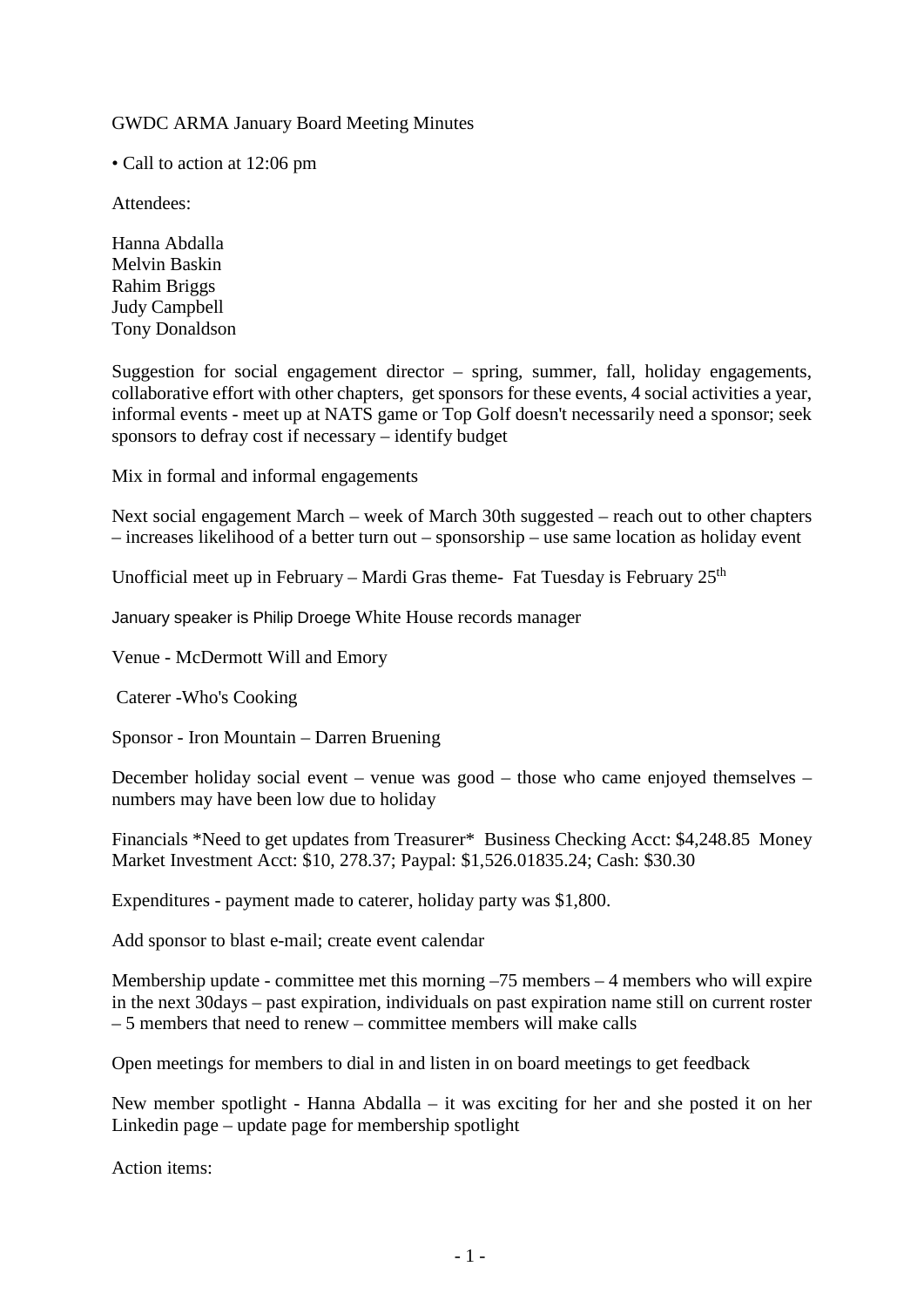GWDC ARMA January Board Meeting Minutes

• Call to action at 12:06 pm

Attendees:

Hanna Abdalla
Melvin Baskin
Rahim Briggs
Judy Campbell
Tony Donaldson

Suggestion for social engagement director – spring, summer, fall, holiday engagements, collaborative effort with other chapters, get sponsors for these events, 4 social activities a year, informal events - meet up at NATS game or Top Golf doesn't necessarily need a sponsor; seek sponsors to defray cost if necessary – identify budget

Mix in formal and informal engagements

Next social engagement March – week of March 30th suggested – reach out to other chapters – increases likelihood of a better turn out – sponsorship – use same location as holiday event

Unofficial meet up in February – Mardi Gras theme- Fat Tuesday is February 25th

January speaker is Philip Droege White House records manager

Venue - McDermott Will and Emory

Caterer -Who's Cooking

Sponsor - Iron Mountain – Darren Bruening

December holiday social event – venue was good – those who came enjoyed themselves – numbers may have been low due to holiday

Financials *Need to get updates from Treasurer* Business Checking Acct: $4,248.85 Money Market Investment Acct: $10, 278.37; Paypal: $1,526.01835.24; Cash: $30.30

Expenditures - payment made to caterer, holiday party was $1,800.

Add sponsor to blast e-mail; create event calendar

Membership update - committee met this morning –75 members – 4 members who will expire in the next 30days – past expiration, individuals on past expiration name still on current roster – 5 members that need to renew – committee members will make calls

Open meetings for members to dial in and listen in on board meetings to get feedback

New member spotlight - Hanna Abdalla – it was exciting for her and she posted it on her Linkedin page – update page for membership spotlight

Action items: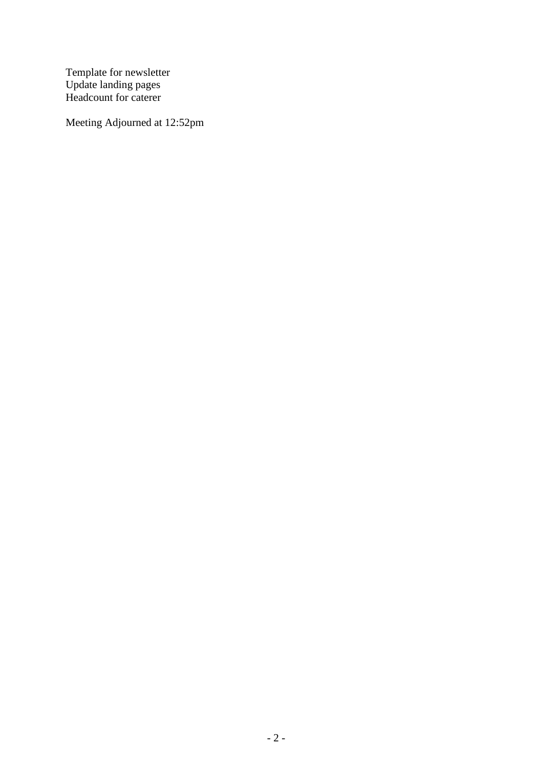Template for newsletter
Update landing pages
Headcount for caterer

Meeting Adjourned at 12:52pm